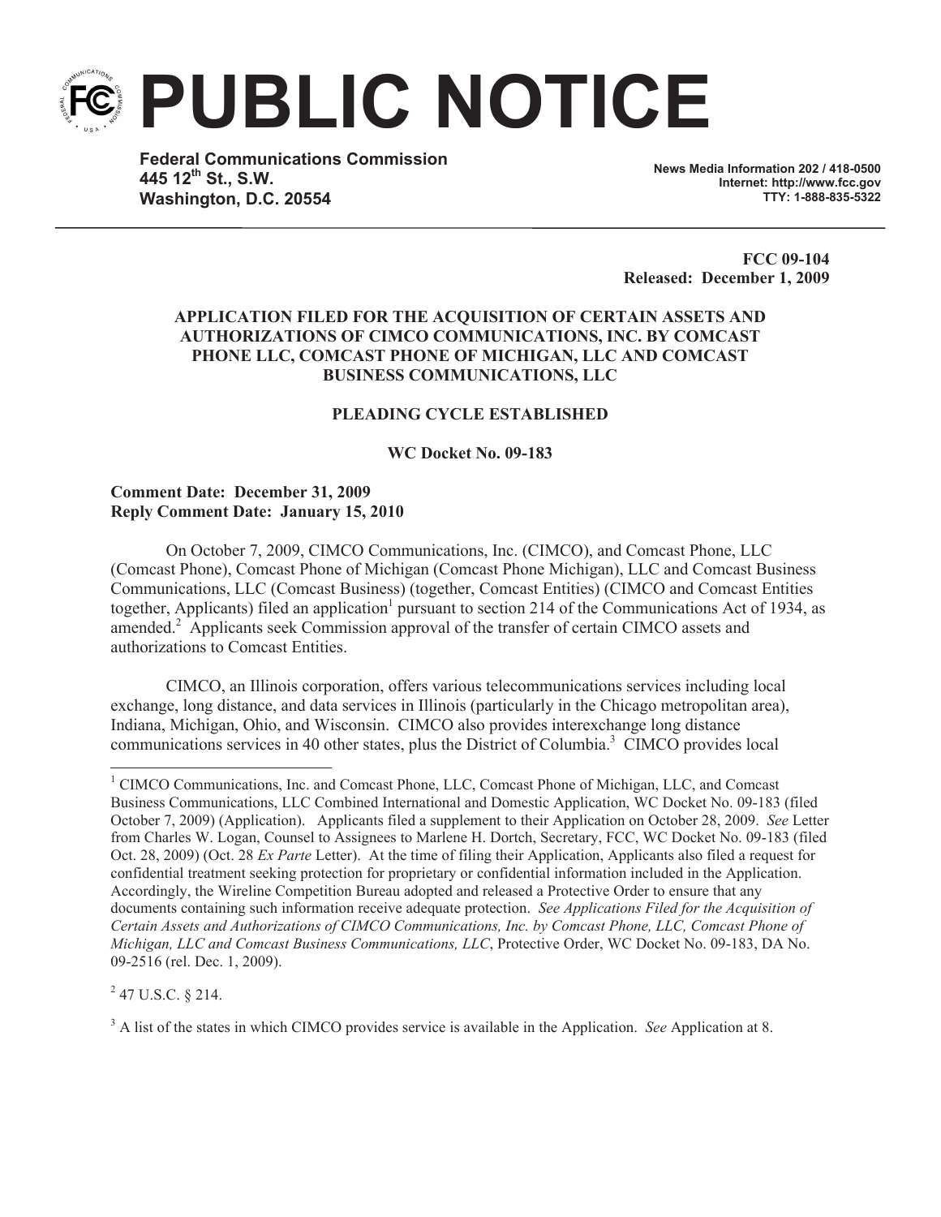# PUBLIC NOTICE

**Federal Communications Commission**
**445 12th St., S.W.**
**Washington, D.C. 20554**

**News Media Information 202 / 418-0500**
**Internet: http://www.fcc.gov**
**TTY: 1-888-835-5322**

**FCC 09-104**
**Released: December 1, 2009**

**APPLICATION FILED FOR THE ACQUISITION OF CERTAIN ASSETS AND AUTHORIZATIONS OF CIMCO COMMUNICATIONS, INC. BY COMCAST PHONE LLC, COMCAST PHONE OF MICHIGAN, LLC AND COMCAST BUSINESS COMMUNICATIONS, LLC**

**PLEADING CYCLE ESTABLISHED**

**WC Docket No. 09-183**

**Comment Date: December 31, 2009**
**Reply Comment Date: January 15, 2010**

On October 7, 2009, CIMCO Communications, Inc. (CIMCO), and Comcast Phone, LLC (Comcast Phone), Comcast Phone of Michigan (Comcast Phone Michigan), LLC and Comcast Business Communications, LLC (Comcast Business) (together, Comcast Entities) (CIMCO and Comcast Entities together, Applicants) filed an application[1] pursuant to section 214 of the Communications Act of 1934, as amended.[2] Applicants seek Commission approval of the transfer of certain CIMCO assets and authorizations to Comcast Entities.

CIMCO, an Illinois corporation, offers various telecommunications services including local exchange, long distance, and data services in Illinois (particularly in the Chicago metropolitan area), Indiana, Michigan, Ohio, and Wisconsin. CIMCO also provides interexchange long distance communications services in 40 other states, plus the District of Columbia.[3] CIMCO provides local

---

[1] CIMCO Communications, Inc. and Comcast Phone, LLC, Comcast Phone of Michigan, LLC, and Comcast Business Communications, LLC Combined International and Domestic Application, WC Docket No. 09-183 (filed October 7, 2009) (Application). Applicants filed a supplement to their Application on October 28, 2009. *See* Letter from Charles W. Logan, Counsel to Assignees to Marlene H. Dortch, Secretary, FCC, WC Docket No. 09-183 (filed Oct. 28, 2009) (Oct. 28 *Ex Parte* Letter). At the time of filing their Application, Applicants also filed a request for confidential treatment seeking protection for proprietary or confidential information included in the Application. Accordingly, the Wireline Competition Bureau adopted and released a Protective Order to ensure that any documents containing such information receive adequate protection. *See Applications Filed for the Acquisition of Certain Assets and Authorizations of CIMCO Communications, Inc. by Comcast Phone, LLC, Comcast Phone of Michigan, LLC and Comcast Business Communications, LLC*, Protective Order, WC Docket No. 09-183, DA No. 09-2516 (rel. Dec. 1, 2009).

[2] 47 U.S.C. § 214.

[3] A list of the states in which CIMCO provides service is available in the Application. *See* Application at 8.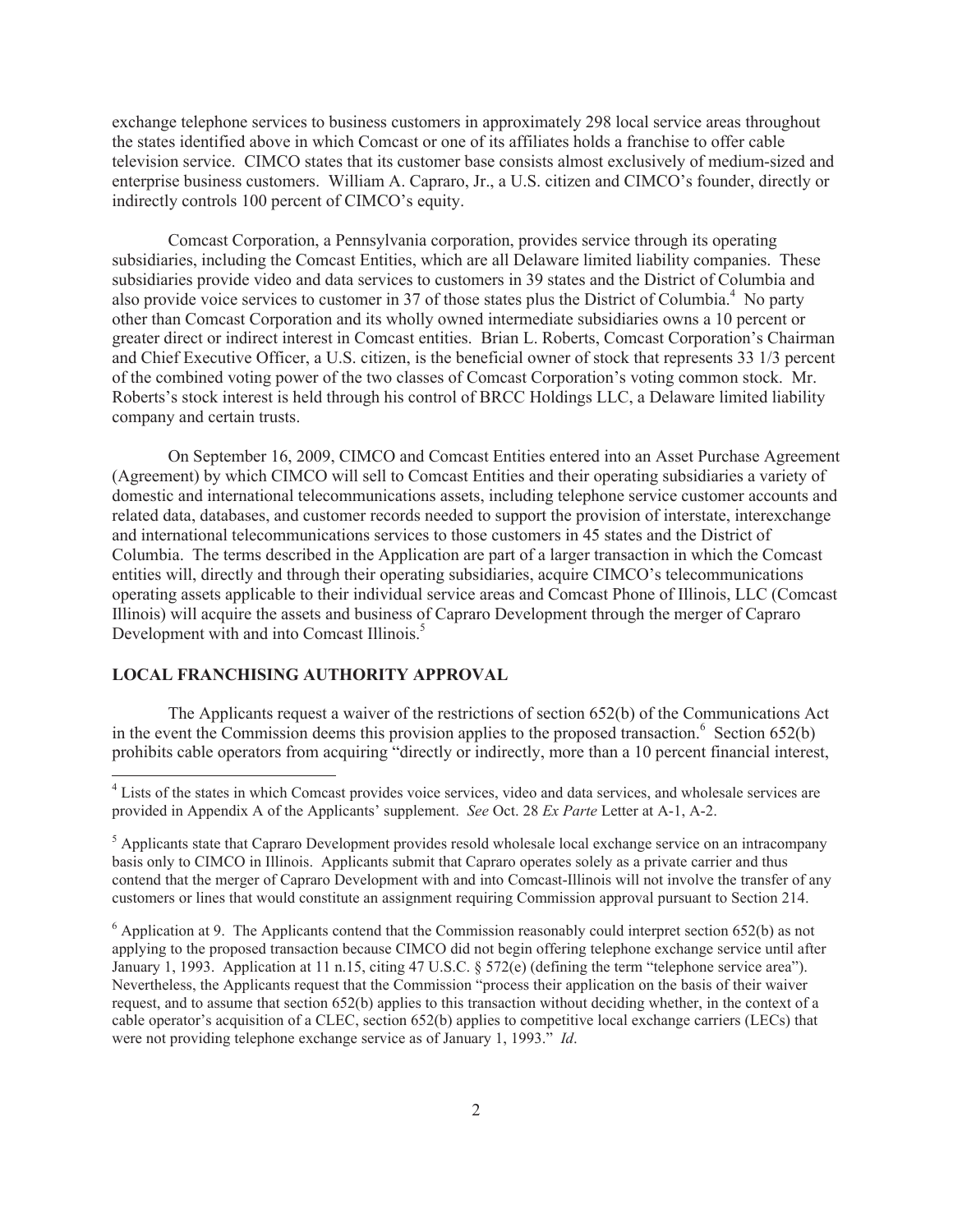exchange telephone services to business customers in approximately 298 local service areas throughout the states identified above in which Comcast or one of its affiliates holds a franchise to offer cable television service. CIMCO states that its customer base consists almost exclusively of medium-sized and enterprise business customers. William A. Capraro, Jr., a U.S. citizen and CIMCO's founder, directly or indirectly controls 100 percent of CIMCO's equity.

Comcast Corporation, a Pennsylvania corporation, provides service through its operating subsidiaries, including the Comcast Entities, which are all Delaware limited liability companies. These subsidiaries provide video and data services to customers in 39 states and the District of Columbia and also provide voice services to customer in 37 of those states plus the District of Columbia.[4] No party other than Comcast Corporation and its wholly owned intermediate subsidiaries owns a 10 percent or greater direct or indirect interest in Comcast entities. Brian L. Roberts, Comcast Corporation's Chairman and Chief Executive Officer, a U.S. citizen, is the beneficial owner of stock that represents 33 1/3 percent of the combined voting power of the two classes of Comcast Corporation's voting common stock. Mr. Roberts's stock interest is held through his control of BRCC Holdings LLC, a Delaware limited liability company and certain trusts.

On September 16, 2009, CIMCO and Comcast Entities entered into an Asset Purchase Agreement (Agreement) by which CIMCO will sell to Comcast Entities and their operating subsidiaries a variety of domestic and international telecommunications assets, including telephone service customer accounts and related data, databases, and customer records needed to support the provision of interstate, interexchange and international telecommunications services to those customers in 45 states and the District of Columbia. The terms described in the Application are part of a larger transaction in which the Comcast entities will, directly and through their operating subsidiaries, acquire CIMCO's telecommunications operating assets applicable to their individual service areas and Comcast Phone of Illinois, LLC (Comcast Illinois) will acquire the assets and business of Capraro Development through the merger of Capraro Development with and into Comcast Illinois.[5]

## LOCAL FRANCHISING AUTHORITY APPROVAL

The Applicants request a waiver of the restrictions of section 652(b) of the Communications Act in the event the Commission deems this provision applies to the proposed transaction.[6] Section 652(b) prohibits cable operators from acquiring "directly or indirectly, more than a 10 percent financial interest,

---

[4] Lists of the states in which Comcast provides voice services, video and data services, and wholesale services are provided in Appendix A of the Applicants' supplement. *See* Oct. 28 *Ex Parte* Letter at A-1, A-2.

[5] Applicants state that Capraro Development provides resold wholesale local exchange service on an intracompany basis only to CIMCO in Illinois. Applicants submit that Capraro operates solely as a private carrier and thus contend that the merger of Capraro Development with and into Comcast-Illinois will not involve the transfer of any customers or lines that would constitute an assignment requiring Commission approval pursuant to Section 214.

[6] Application at 9. The Applicants contend that the Commission reasonably could interpret section 652(b) as not applying to the proposed transaction because CIMCO did not begin offering telephone exchange service until after January 1, 1993. Application at 11 n.15, citing 47 U.S.C. § 572(e) (defining the term "telephone service area"). Nevertheless, the Applicants request that the Commission "process their application on the basis of their waiver request, and to assume that section 652(b) applies to this transaction without deciding whether, in the context of a cable operator's acquisition of a CLEC, section 652(b) applies to competitive local exchange carriers (LECs) that were not providing telephone exchange service as of January 1, 1993." *Id*.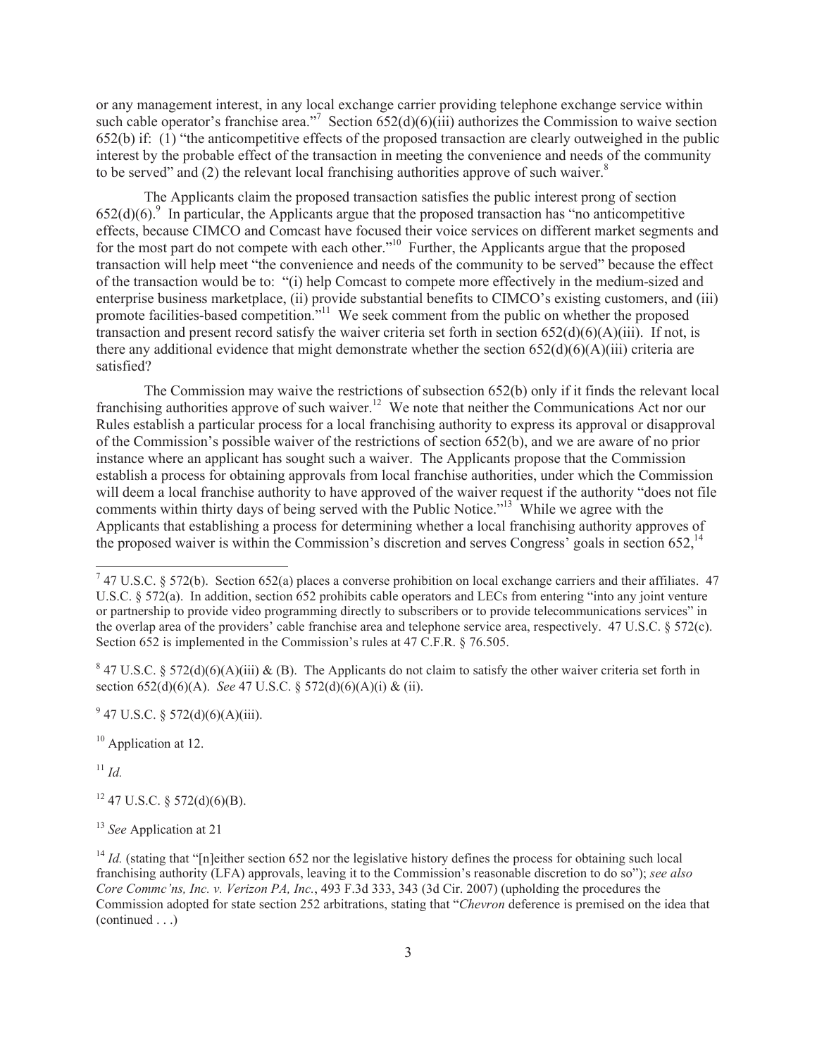or any management interest, in any local exchange carrier providing telephone exchange service within such cable operator's franchise area."[7] Section 652(d)(6)(iii) authorizes the Commission to waive section 652(b) if: (1) "the anticompetitive effects of the proposed transaction are clearly outweighed in the public interest by the probable effect of the transaction in meeting the convenience and needs of the community to be served" and (2) the relevant local franchising authorities approve of such waiver.[8]

The Applicants claim the proposed transaction satisfies the public interest prong of section 652(d)(6).[9] In particular, the Applicants argue that the proposed transaction has "no anticompetitive effects, because CIMCO and Comcast have focused their voice services on different market segments and for the most part do not compete with each other."[10] Further, the Applicants argue that the proposed transaction will help meet "the convenience and needs of the community to be served" because the effect of the transaction would be to: "(i) help Comcast to compete more effectively in the medium-sized and enterprise business marketplace, (ii) provide substantial benefits to CIMCO's existing customers, and (iii) promote facilities-based competition."[11] We seek comment from the public on whether the proposed transaction and present record satisfy the waiver criteria set forth in section 652(d)(6)(A)(iii). If not, is there any additional evidence that might demonstrate whether the section 652(d)(6)(A)(iii) criteria are satisfied?

The Commission may waive the restrictions of subsection 652(b) only if it finds the relevant local franchising authorities approve of such waiver.[12] We note that neither the Communications Act nor our Rules establish a particular process for a local franchising authority to express its approval or disapproval of the Commission's possible waiver of the restrictions of section 652(b), and we are aware of no prior instance where an applicant has sought such a waiver. The Applicants propose that the Commission establish a process for obtaining approvals from local franchise authorities, under which the Commission will deem a local franchise authority to have approved of the waiver request if the authority "does not file comments within thirty days of being served with the Public Notice."[13] While we agree with the Applicants that establishing a process for determining whether a local franchising authority approves of the proposed waiver is within the Commission's discretion and serves Congress' goals in section 652,[14]

---

[7] 47 U.S.C. § 572(b). Section 652(a) places a converse prohibition on local exchange carriers and their affiliates. 47 U.S.C. § 572(a). In addition, section 652 prohibits cable operators and LECs from entering "into any joint venture or partnership to provide video programming directly to subscribers or to provide telecommunications services" in the overlap area of the providers' cable franchise area and telephone service area, respectively. 47 U.S.C. § 572(c). Section 652 is implemented in the Commission's rules at 47 C.F.R. § 76.505.

[8] 47 U.S.C. § 572(d)(6)(A)(iii) & (B). The Applicants do not claim to satisfy the other waiver criteria set forth in section 652(d)(6)(A). *See* 47 U.S.C. § 572(d)(6)(A)(i) & (ii).

[9] 47 U.S.C. § 572(d)(6)(A)(iii).

[10] Application at 12.

[11] *Id.*

[12] 47 U.S.C. § 572(d)(6)(B).

[13] *See* Application at 21

[14] *Id.* (stating that "[n]either section 652 nor the legislative history defines the process for obtaining such local franchising authority (LFA) approvals, leaving it to the Commission's reasonable discretion to do so"); *see also Core Commc'ns, Inc. v. Verizon PA, Inc.*, 493 F.3d 333, 343 (3d Cir. 2007) (upholding the procedures the Commission adopted for state section 252 arbitrations, stating that "*Chevron* deference is premised on the idea that (continued . . .)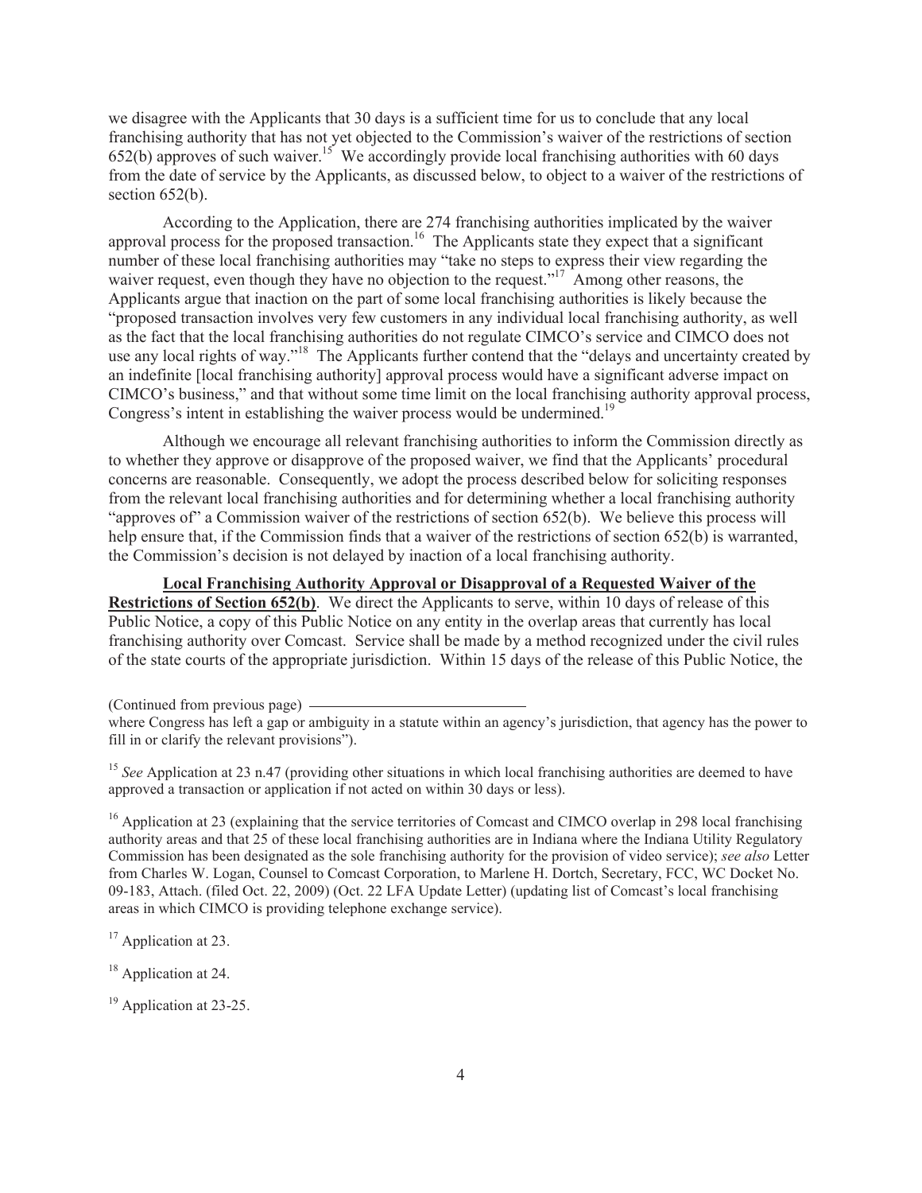we disagree with the Applicants that 30 days is a sufficient time for us to conclude that any local franchising authority that has not yet objected to the Commission's waiver of the restrictions of section 652(b) approves of such waiver.[15] We accordingly provide local franchising authorities with 60 days from the date of service by the Applicants, as discussed below, to object to a waiver of the restrictions of section 652(b).

According to the Application, there are 274 franchising authorities implicated by the waiver approval process for the proposed transaction.[16] The Applicants state they expect that a significant number of these local franchising authorities may "take no steps to express their view regarding the waiver request, even though they have no objection to the request."[17] Among other reasons, the Applicants argue that inaction on the part of some local franchising authorities is likely because the "proposed transaction involves very few customers in any individual local franchising authority, as well as the fact that the local franchising authorities do not regulate CIMCO's service and CIMCO does not use any local rights of way."[18] The Applicants further contend that the "delays and uncertainty created by an indefinite [local franchising authority] approval process would have a significant adverse impact on CIMCO's business," and that without some time limit on the local franchising authority approval process, Congress's intent in establishing the waiver process would be undermined.[19]

Although we encourage all relevant franchising authorities to inform the Commission directly as to whether they approve or disapprove of the proposed waiver, we find that the Applicants' procedural concerns are reasonable. Consequently, we adopt the process described below for soliciting responses from the relevant local franchising authorities and for determining whether a local franchising authority "approves of" a Commission waiver of the restrictions of section 652(b). We believe this process will help ensure that, if the Commission finds that a waiver of the restrictions of section 652(b) is warranted, the Commission's decision is not delayed by inaction of a local franchising authority.

**Local Franchising Authority Approval or Disapproval of a Requested Waiver of the Restrictions of Section 652(b)**. We direct the Applicants to serve, within 10 days of release of this Public Notice, a copy of this Public Notice on any entity in the overlap areas that currently has local franchising authority over Comcast. Service shall be made by a method recognized under the civil rules of the state courts of the appropriate jurisdiction. Within 15 days of the release of this Public Notice, the

---

(Continued from previous page)

where Congress has left a gap or ambiguity in a statute within an agency's jurisdiction, that agency has the power to fill in or clarify the relevant provisions").

[15] *See* Application at 23 n.47 (providing other situations in which local franchising authorities are deemed to have approved a transaction or application if not acted on within 30 days or less).

[16] Application at 23 (explaining that the service territories of Comcast and CIMCO overlap in 298 local franchising authority areas and that 25 of these local franchising authorities are in Indiana where the Indiana Utility Regulatory Commission has been designated as the sole franchising authority for the provision of video service); *see also* Letter from Charles W. Logan, Counsel to Comcast Corporation, to Marlene H. Dortch, Secretary, FCC, WC Docket No. 09-183, Attach. (filed Oct. 22, 2009) (Oct. 22 LFA Update Letter) (updating list of Comcast's local franchising areas in which CIMCO is providing telephone exchange service).

[17] Application at 23.

[18] Application at 24.

[19] Application at 23-25.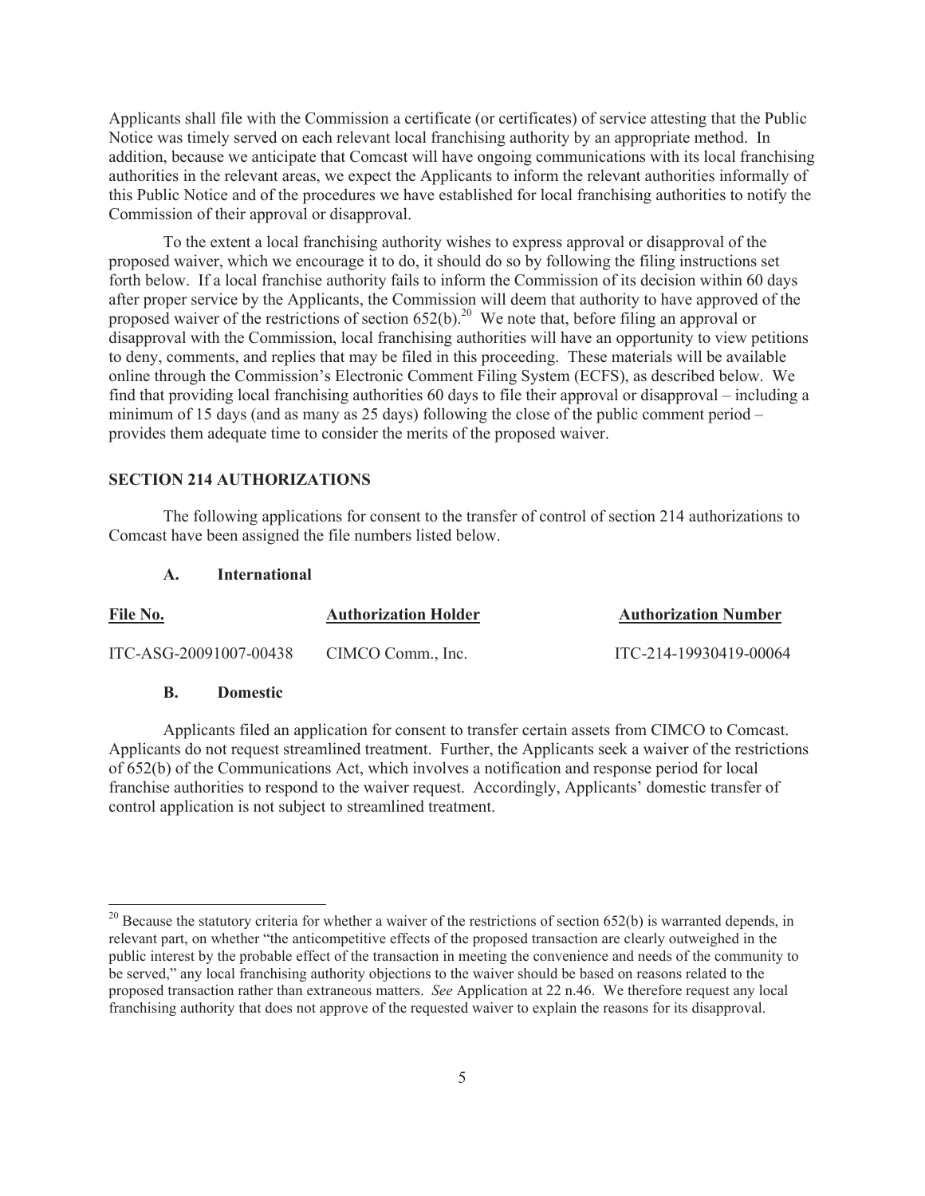Applicants shall file with the Commission a certificate (or certificates) of service attesting that the Public Notice was timely served on each relevant local franchising authority by an appropriate method. In addition, because we anticipate that Comcast will have ongoing communications with its local franchising authorities in the relevant areas, we expect the Applicants to inform the relevant authorities informally of this Public Notice and of the procedures we have established for local franchising authorities to notify the Commission of their approval or disapproval.

To the extent a local franchising authority wishes to express approval or disapproval of the proposed waiver, which we encourage it to do, it should do so by following the filing instructions set forth below. If a local franchise authority fails to inform the Commission of its decision within 60 days after proper service by the Applicants, the Commission will deem that authority to have approved of the proposed waiver of the restrictions of section 652(b).[20] We note that, before filing an approval or disapproval with the Commission, local franchising authorities will have an opportunity to view petitions to deny, comments, and replies that may be filed in this proceeding. These materials will be available online through the Commission's Electronic Comment Filing System (ECFS), as described below. We find that providing local franchising authorities 60 days to file their approval or disapproval – including a minimum of 15 days (and as many as 25 days) following the close of the public comment period – provides them adequate time to consider the merits of the proposed waiver.

## SECTION 214 AUTHORIZATIONS

The following applications for consent to the transfer of control of section 214 authorizations to Comcast have been assigned the file numbers listed below.

### A. International

| File No. | Authorization Holder | Authorization Number |
|---|---|---|
| ITC-ASG-20091007-00438 | CIMCO Comm., Inc. | ITC-214-19930419-00064 |

### B. Domestic

Applicants filed an application for consent to transfer certain assets from CIMCO to Comcast. Applicants do not request streamlined treatment. Further, the Applicants seek a waiver of the restrictions of 652(b) of the Communications Act, which involves a notification and response period for local franchise authorities to respond to the waiver request. Accordingly, Applicants' domestic transfer of control application is not subject to streamlined treatment.

---

[20] Because the statutory criteria for whether a waiver of the restrictions of section 652(b) is warranted depends, in relevant part, on whether "the anticompetitive effects of the proposed transaction are clearly outweighed in the public interest by the probable effect of the transaction in meeting the convenience and needs of the community to be served," any local franchising authority objections to the waiver should be based on reasons related to the proposed transaction rather than extraneous matters. *See* Application at 22 n.46. We therefore request any local franchising authority that does not approve of the requested waiver to explain the reasons for its disapproval.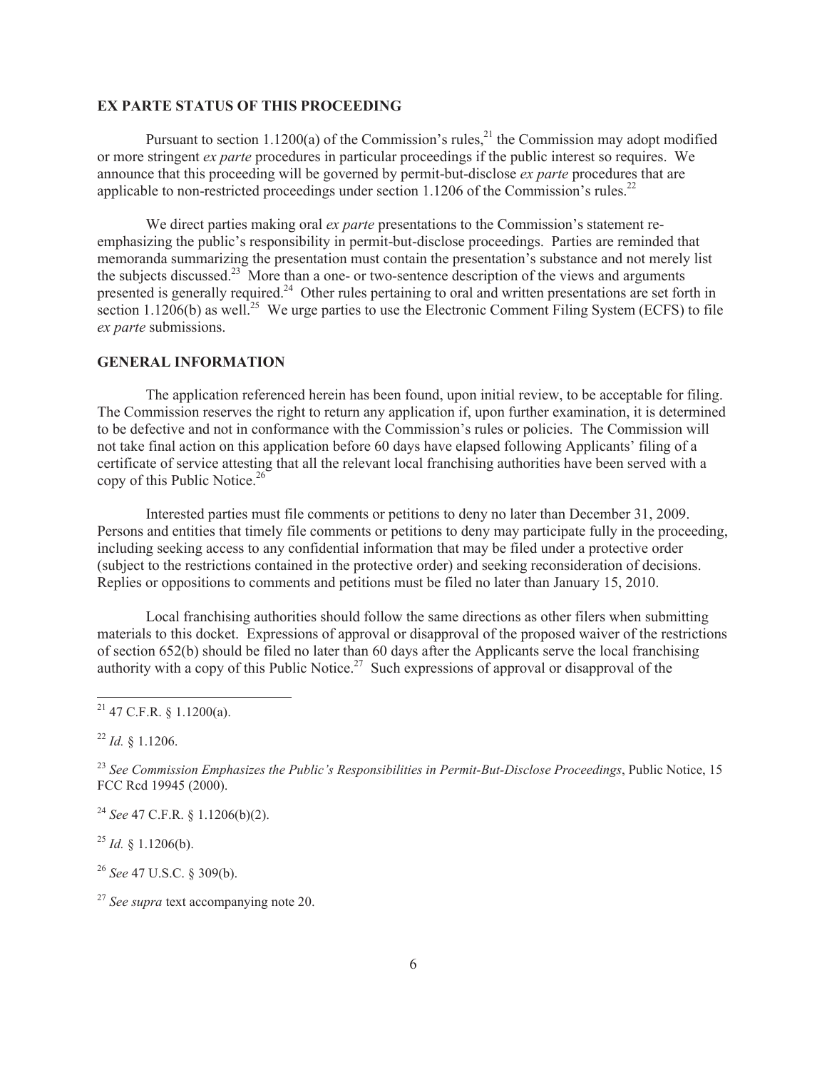## EX PARTE STATUS OF THIS PROCEEDING

Pursuant to section 1.1200(a) of the Commission's rules,[21] the Commission may adopt modified or more stringent *ex parte* procedures in particular proceedings if the public interest so requires. We announce that this proceeding will be governed by permit-but-disclose *ex parte* procedures that are applicable to non-restricted proceedings under section 1.1206 of the Commission's rules.[22]

We direct parties making oral *ex parte* presentations to the Commission's statement re-emphasizing the public's responsibility in permit-but-disclose proceedings. Parties are reminded that memoranda summarizing the presentation must contain the presentation's substance and not merely list the subjects discussed.[23] More than a one- or two-sentence description of the views and arguments presented is generally required.[24] Other rules pertaining to oral and written presentations are set forth in section 1.1206(b) as well.[25] We urge parties to use the Electronic Comment Filing System (ECFS) to file *ex parte* submissions.

## GENERAL INFORMATION

The application referenced herein has been found, upon initial review, to be acceptable for filing. The Commission reserves the right to return any application if, upon further examination, it is determined to be defective and not in conformance with the Commission's rules or policies. The Commission will not take final action on this application before 60 days have elapsed following Applicants' filing of a certificate of service attesting that all the relevant local franchising authorities have been served with a copy of this Public Notice.[26]

Interested parties must file comments or petitions to deny no later than December 31, 2009. Persons and entities that timely file comments or petitions to deny may participate fully in the proceeding, including seeking access to any confidential information that may be filed under a protective order (subject to the restrictions contained in the protective order) and seeking reconsideration of decisions. Replies or oppositions to comments and petitions must be filed no later than January 15, 2010.

Local franchising authorities should follow the same directions as other filers when submitting materials to this docket. Expressions of approval or disapproval of the proposed waiver of the restrictions of section 652(b) should be filed no later than 60 days after the Applicants serve the local franchising authority with a copy of this Public Notice.[27] Such expressions of approval or disapproval of the

---

[21] 47 C.F.R. § 1.1200(a).

[22] *Id.* § 1.1206.

[23] *See Commission Emphasizes the Public's Responsibilities in Permit-But-Disclose Proceedings*, Public Notice, 15 FCC Rcd 19945 (2000).

[24] *See* 47 C.F.R. § 1.1206(b)(2).

[25] *Id.* § 1.1206(b).

[26] *See* 47 U.S.C. § 309(b).

[27] *See supra* text accompanying note 20.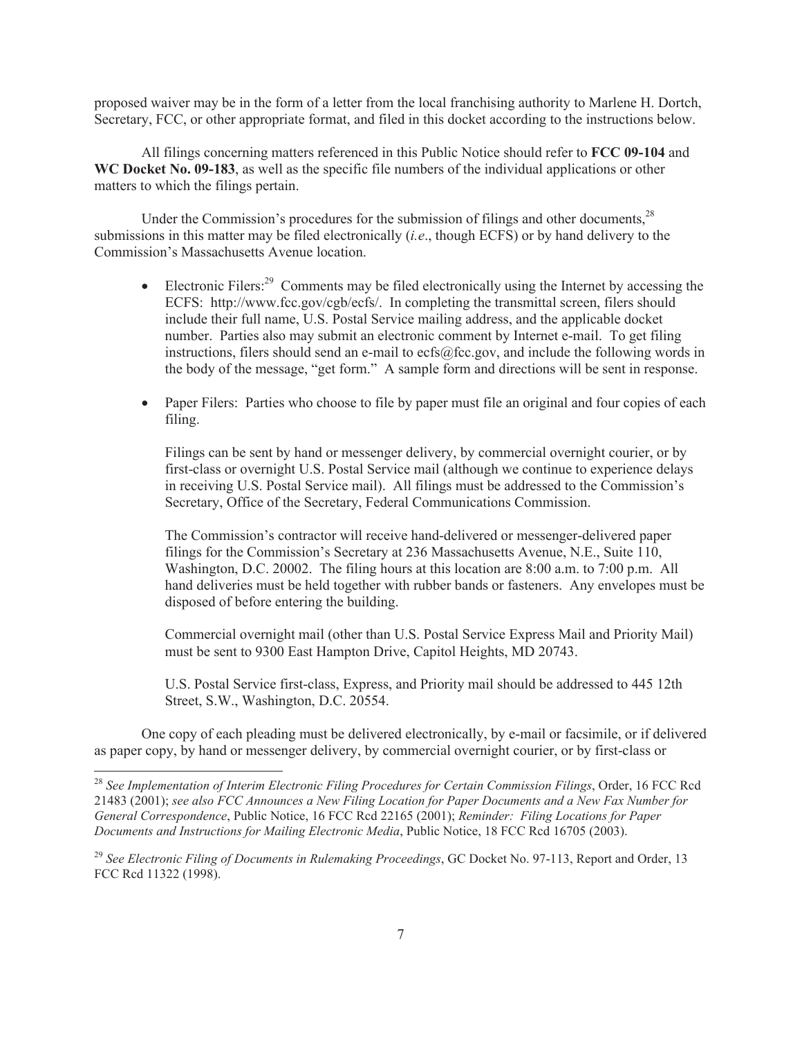proposed waiver may be in the form of a letter from the local franchising authority to Marlene H. Dortch, Secretary, FCC, or other appropriate format, and filed in this docket according to the instructions below.

All filings concerning matters referenced in this Public Notice should refer to **FCC 09-104** and **WC Docket No. 09-183**, as well as the specific file numbers of the individual applications or other matters to which the filings pertain.

Under the Commission's procedures for the submission of filings and other documents,[28] submissions in this matter may be filed electronically (*i.e*., though ECFS) or by hand delivery to the Commission's Massachusetts Avenue location.

- Electronic Filers:[29] Comments may be filed electronically using the Internet by accessing the ECFS: http://www.fcc.gov/cgb/ecfs/. In completing the transmittal screen, filers should include their full name, U.S. Postal Service mailing address, and the applicable docket number. Parties also may submit an electronic comment by Internet e-mail. To get filing instructions, filers should send an e-mail to ecfs@fcc.gov, and include the following words in the body of the message, "get form." A sample form and directions will be sent in response.

- Paper Filers: Parties who choose to file by paper must file an original and four copies of each filing.

  Filings can be sent by hand or messenger delivery, by commercial overnight courier, or by first-class or overnight U.S. Postal Service mail (although we continue to experience delays in receiving U.S. Postal Service mail). All filings must be addressed to the Commission's Secretary, Office of the Secretary, Federal Communications Commission.

  The Commission's contractor will receive hand-delivered or messenger-delivered paper filings for the Commission's Secretary at 236 Massachusetts Avenue, N.E., Suite 110, Washington, D.C. 20002. The filing hours at this location are 8:00 a.m. to 7:00 p.m. All hand deliveries must be held together with rubber bands or fasteners. Any envelopes must be disposed of before entering the building.

  Commercial overnight mail (other than U.S. Postal Service Express Mail and Priority Mail) must be sent to 9300 East Hampton Drive, Capitol Heights, MD 20743.

  U.S. Postal Service first-class, Express, and Priority mail should be addressed to 445 12th Street, S.W., Washington, D.C. 20554.

One copy of each pleading must be delivered electronically, by e-mail or facsimile, or if delivered as paper copy, by hand or messenger delivery, by commercial overnight courier, or by first-class or

---

[28] *See Implementation of Interim Electronic Filing Procedures for Certain Commission Filings*, Order, 16 FCC Rcd 21483 (2001); *see also FCC Announces a New Filing Location for Paper Documents and a New Fax Number for General Correspondence*, Public Notice, 16 FCC Rcd 22165 (2001); *Reminder: Filing Locations for Paper Documents and Instructions for Mailing Electronic Media*, Public Notice, 18 FCC Rcd 16705 (2003).

[29] *See Electronic Filing of Documents in Rulemaking Proceedings*, GC Docket No. 97-113, Report and Order, 13 FCC Rcd 11322 (1998).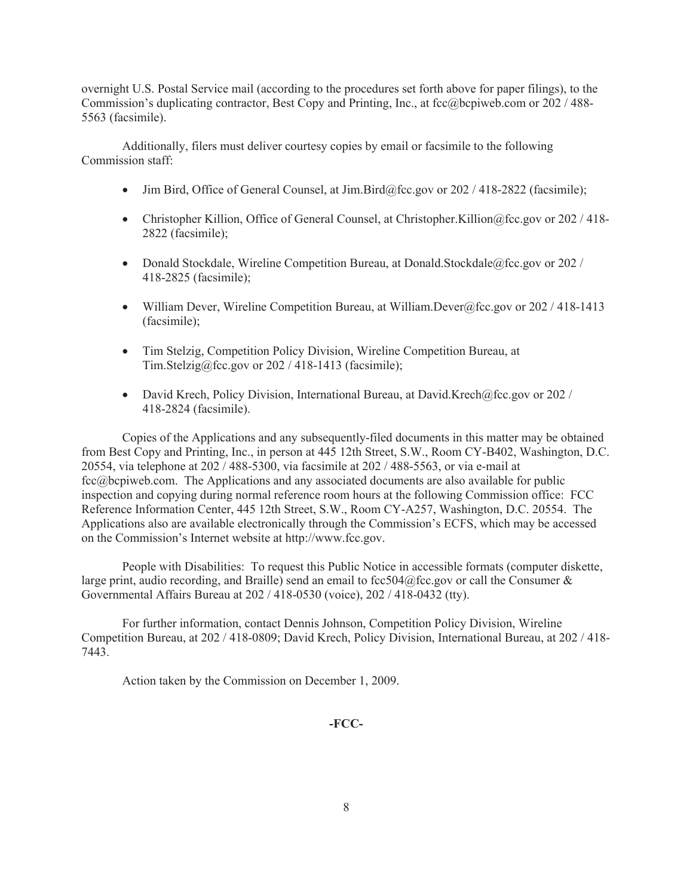overnight U.S. Postal Service mail (according to the procedures set forth above for paper filings), to the Commission's duplicating contractor, Best Copy and Printing, Inc., at fcc@bcpiweb.com or 202 / 488-5563 (facsimile).

Additionally, filers must deliver courtesy copies by email or facsimile to the following Commission staff:

- Jim Bird, Office of General Counsel, at Jim.Bird@fcc.gov or 202 / 418-2822 (facsimile);
- Christopher Killion, Office of General Counsel, at Christopher.Killion@fcc.gov or 202 / 418-2822 (facsimile);
- Donald Stockdale, Wireline Competition Bureau, at Donald.Stockdale@fcc.gov or 202 / 418-2825 (facsimile);
- William Dever, Wireline Competition Bureau, at William.Dever@fcc.gov or 202 / 418-1413 (facsimile);
- Tim Stelzig, Competition Policy Division, Wireline Competition Bureau, at Tim.Stelzig@fcc.gov or 202 / 418-1413 (facsimile);
- David Krech, Policy Division, International Bureau, at David.Krech@fcc.gov or 202 / 418-2824 (facsimile).

Copies of the Applications and any subsequently-filed documents in this matter may be obtained from Best Copy and Printing, Inc., in person at 445 12th Street, S.W., Room CY-B402, Washington, D.C. 20554, via telephone at 202 / 488-5300, via facsimile at 202 / 488-5563, or via e-mail at fcc@bcpiweb.com. The Applications and any associated documents are also available for public inspection and copying during normal reference room hours at the following Commission office: FCC Reference Information Center, 445 12th Street, S.W., Room CY-A257, Washington, D.C. 20554. The Applications also are available electronically through the Commission's ECFS, which may be accessed on the Commission's Internet website at http://www.fcc.gov.

People with Disabilities: To request this Public Notice in accessible formats (computer diskette, large print, audio recording, and Braille) send an email to fcc504@fcc.gov or call the Consumer & Governmental Affairs Bureau at 202 / 418-0530 (voice), 202 / 418-0432 (tty).

For further information, contact Dennis Johnson, Competition Policy Division, Wireline Competition Bureau, at 202 / 418-0809; David Krech, Policy Division, International Bureau, at 202 / 418-7443.

Action taken by the Commission on December 1, 2009.

**-FCC-**